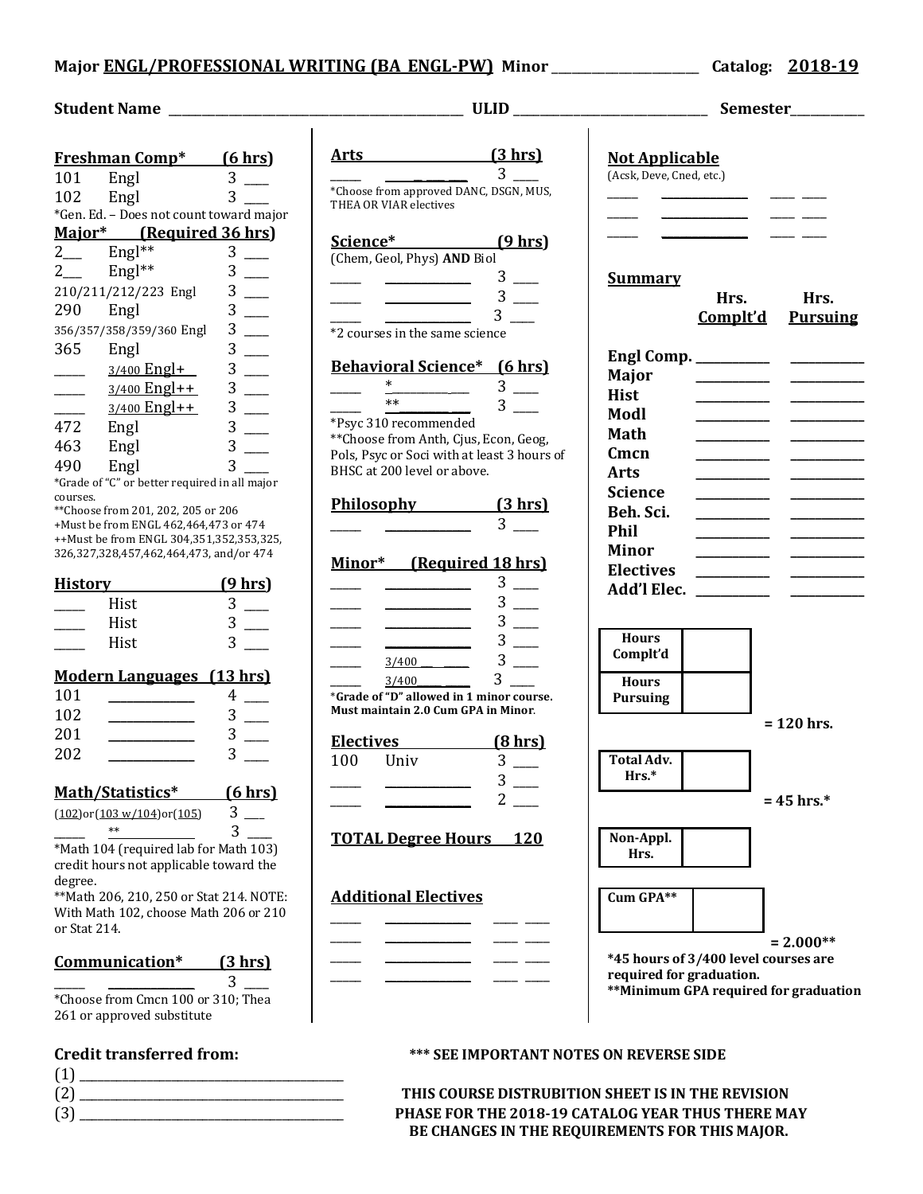**Major ENGL/PROFESSIONAL WRITING (BA ENGL-PW) Minor ______________________ Catalog: 2018-19**

**Student Name ______________________________________________ ULID ____________________________ Semester__________**

**Freshman Comp* (6 hrs)**

| | | | |
|---|---|---|---|
| 101 | Engl | 3 | ___ |
| 102 | Engl | 3 | ___ |

*Gen. Ed. – Does not count toward major

**Major* (Required 36 hrs)**

| | | | |
|---|---|---|---|
| 2___ | Engl** | 3 | ___ |
| 2___ | Engl** | 3 | ___ |
| 210/211/212/223 Engl | | 3 | ___ |
| 290 | Engl | 3 | ___ |
| 356/357/358/359/360 Engl | | 3 | ___ |
| 365 | Engl | 3 | ___ |
| _____ | 3/400 Engl+ | 3 | ___ |
| _____ | 3/400 Engl++ | 3 | ___ |
| _____ | 3/400 Engl++ | 3 | ___ |
| 472 | Engl | 3 | ___ |
| 463 | Engl | 3 | ___ |
| 490 | Engl | 3 | ___ |

*Grade of "C" or better required in all major courses.
**Choose from 201, 202, 205 or 206
+Must be from ENGL 462,464,473 or 474
++Must be from ENGL 304,351,352,353,325, 326,327,328,457,462,464,473, and/or 474

**History (9 hrs)**

| | | | |
|---|---|---|---|
| _____ | Hist | 3 | ___ |
| _____ | Hist | 3 | ___ |
| _____ | Hist | 3 | ___ |

**Modern Languages (13 hrs)**

| | | | |
|---|---|---|---|
| 101 | ____________ | 4 | ___ |
| 102 | ____________ | 3 | ___ |
| 201 | ____________ | 3 | ___ |
| 202 | ____________ | 3 | ___ |

**Math/Statistics* (6 hrs)**

| | | | |
|---|---|---|---|
| (102)or(103 w/104)or(105) | | 3 | ___ |
| _____ | ** | 3 | ___ |

*Math 104 (required lab for Math 103) credit hours not applicable toward the degree.
**Math 206, 210, 250 or Stat 214. NOTE: With Math 102, choose Math 206 or 210 or Stat 214.

**Communication* (3 hrs)**

| | | | |
|---|---|---|---|
| _____ | ____________ | 3 | ___ |

*Choose from Cmcn 100 or 310; Thea 261 or approved substitute

**Arts (3 hrs)**

| | | | |
|---|---|---|---|
| _____ | ____________ | 3 | ___ |

*Choose from approved DANC, DSGN, MUS, THEA OR VIAR electives

**Science* (9 hrs)**
(Chem, Geol, Phys) **AND** Biol

| | | | |
|---|---|---|---|
| _____ | ____________ | 3 | ___ |
| _____ | ____________ | 3 | ___ |
| _____ | ____________ | 3 | ___ |

*2 courses in the same science

**Behavioral Science* (6 hrs)**

| | | | |
|---|---|---|---|
| _____ | * | 3 | ___ |
| _____ | ** | 3 | ___ |

*Psyc 310 recommended
**Choose from Anth, Cjus, Econ, Geog, Pols, Psyc or Soci with at least 3 hours of BHSC at 200 level or above.

**Philosophy (3 hrs)**

| | | | |
|---|---|---|---|
| _____ | ____________ | 3 | ___ |

**Minor* (Required 18 hrs)**

| | | | |
|---|---|---|---|
| _____ | ____________ | 3 | ___ |
| _____ | ____________ | 3 | ___ |
| _____ | ____________ | 3 | ___ |
| _____ | ____________ | 3 | ___ |
| _____ | 3/400 ____ | 3 | ___ |
| _____ | 3/400 ____ | 3 | ___ |

***Grade of "D" allowed in 1 minor course. Must maintain 2.0 Cum GPA in Minor.**

**Electives (8 hrs)**

| | | | |
|---|---|---|---|
| 100 | Univ | 3 | ___ |
| _____ | ____________ | 3 | ___ |
| _____ | ____________ | 2 | ___ |

**TOTAL Degree Hours 120**

**Additional Electives**

| | | | |
|---|---|---|---|
| _____ | ____________ | ___ | ___ |
| _____ | ____________ | ___ | ___ |
| _____ | ____________ | ___ | ___ |
| _____ | ____________ | ___ | ___ |

**Not Applicable**
(Acsk, Deve, Cned, etc.)

| | | | |
|---|---|---|---|
| _____ | ____________ | ___ | ___ |
| _____ | ____________ | ___ | ___ |
| _____ | ____________ | ___ | ___ |

**Summary**

| | Hrs. Complt'd | Hrs. Pursuing |
|---|---|---|
| **Engl Comp.** | | |
| **Major** | | |
| **Hist** | | |
| **Modl** | | |
| **Math** | | |
| **Cmcn** | | |
| **Arts** | | |
| **Science** | | |
| **Beh. Sci.** | | |
| **Phil** | | |
| **Minor** | | |
| **Electives** | | |
| **Add'l Elec.** | | |

| | |
|---|---|
| **Hours Complt'd** | |
| **Hours Pursuing** | |

**= 120 hrs.**

| | |
|---|---|
| **Total Adv. Hrs.*** | |

**= 45 hrs.***

| | |
|---|---|
| **Non-Appl. Hrs.** | |

| | |
|---|---|
| **Cum GPA**** | |

**= 2.000****

***45 hours of 3/400 level courses are required for graduation.**
****Minimum GPA required for graduation**

**Credit transferred from:**
(1) ________________________________________
(2) ________________________________________
(3) ________________________________________

**\*\*\* SEE IMPORTANT NOTES ON REVERSE SIDE**

**THIS COURSE DISTRUBITION SHEET IS IN THE REVISION PHASE FOR THE 2018-19 CATALOG YEAR THUS THERE MAY BE CHANGES IN THE REQUIREMENTS FOR THIS MAJOR.**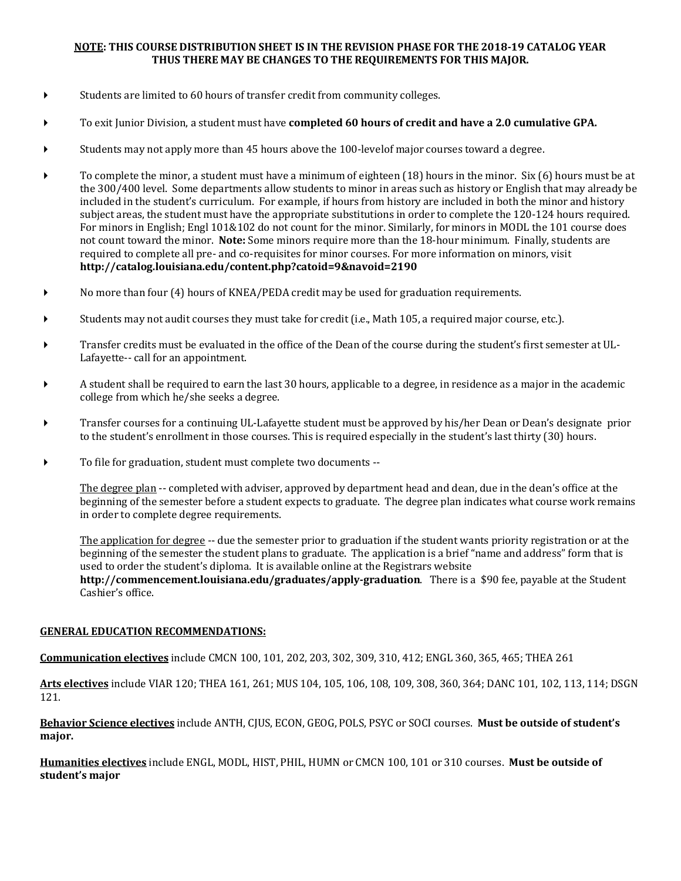**<u>NOTE</u>: THIS COURSE DISTRIBUTION SHEET IS IN THE REVISION PHASE FOR THE 2018-19 CATALOG YEAR THUS THERE MAY BE CHANGES TO THE REQUIREMENTS FOR THIS MAJOR.**

- Students are limited to 60 hours of transfer credit from community colleges.
- To exit Junior Division, a student must have **completed 60 hours of credit and have a 2.0 cumulative GPA.**
- Students may not apply more than 45 hours above the 100-levelof major courses toward a degree.
- To complete the minor, a student must have a minimum of eighteen (18) hours in the minor. Six (6) hours must be at the 300/400 level. Some departments allow students to minor in areas such as history or English that may already be included in the student's curriculum. For example, if hours from history are included in both the minor and history subject areas, the student must have the appropriate substitutions in order to complete the 120-124 hours required. For minors in English; Engl 101&102 do not count for the minor. Similarly, for minors in MODL the 101 course does not count toward the minor. **Note:** Some minors require more than the 18-hour minimum. Finally, students are required to complete all pre- and co-requisites for minor courses. For more information on minors, visit **http://catalog.louisiana.edu/content.php?catoid=9&navoid=2190**
- No more than four (4) hours of KNEA/PEDA credit may be used for graduation requirements.
- Students may not audit courses they must take for credit (i.e., Math 105, a required major course, etc.).
- Transfer credits must be evaluated in the office of the Dean of the course during the student's first semester at UL-Lafayette-- call for an appointment.
- A student shall be required to earn the last 30 hours, applicable to a degree, in residence as a major in the academic college from which he/she seeks a degree.
- Transfer courses for a continuing UL-Lafayette student must be approved by his/her Dean or Dean's designate prior to the student's enrollment in those courses. This is required especially in the student's last thirty (30) hours.
- To file for graduation, student must complete two documents --

  <u>The degree plan</u> -- completed with adviser, approved by department head and dean, due in the dean's office at the beginning of the semester before a student expects to graduate. The degree plan indicates what course work remains in order to complete degree requirements.

  <u>The application for degree</u> -- due the semester prior to graduation if the student wants priority registration or at the beginning of the semester the student plans to graduate. The application is a brief "name and address" form that is used to order the student's diploma. It is available online at the Registrars website **http://commencement.louisiana.edu/graduates/apply-graduation**. There is a $90 fee, payable at the Student Cashier's office.

**<u>GENERAL EDUCATION RECOMMENDATIONS:</u>**

**<u>Communication electives</u>** include CMCN 100, 101, 202, 203, 302, 309, 310, 412; ENGL 360, 365, 465; THEA 261

**<u>Arts electives</u>** include VIAR 120; THEA 161, 261; MUS 104, 105, 106, 108, 109, 308, 360, 364; DANC 101, 102, 113, 114; DSGN 121.

**<u>Behavior Science electives</u>** include ANTH, CJUS, ECON, GEOG, POLS, PSYC or SOCI courses. **Must be outside of student's major.**

**<u>Humanities electives</u>** include ENGL, MODL, HIST, PHIL, HUMN or CMCN 100, 101 or 310 courses. **Must be outside of student's major**